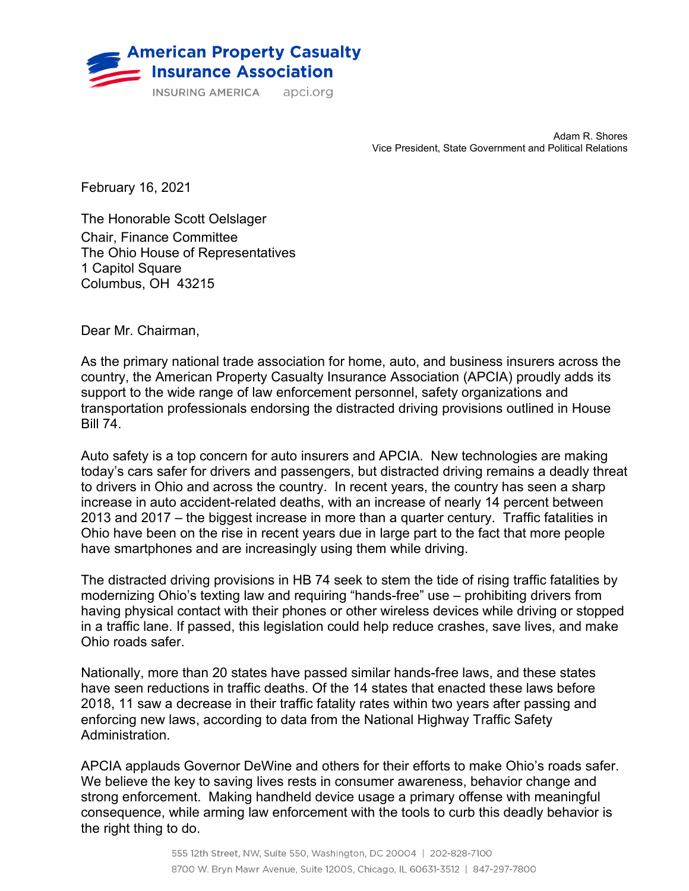**American Property Casualty Insurance Association**

INSURING AMERICA apci.org

Adam R. Shores
Vice President, State Government and Political Relations

February 16, 2021

The Honorable Scott Oelslager
Chair, Finance Committee
The Ohio House of Representatives
1 Capitol Square
Columbus, OH 43215

Dear Mr. Chairman,

As the primary national trade association for home, auto, and business insurers across the country, the American Property Casualty Insurance Association (APCIA) proudly adds its support to the wide range of law enforcement personnel, safety organizations and transportation professionals endorsing the distracted driving provisions outlined in House Bill 74.

Auto safety is a top concern for auto insurers and APCIA. New technologies are making today's cars safer for drivers and passengers, but distracted driving remains a deadly threat to drivers in Ohio and across the country. In recent years, the country has seen a sharp increase in auto accident-related deaths, with an increase of nearly 14 percent between 2013 and 2017 – the biggest increase in more than a quarter century. Traffic fatalities in Ohio have been on the rise in recent years due in large part to the fact that more people have smartphones and are increasingly using them while driving.

The distracted driving provisions in HB 74 seek to stem the tide of rising traffic fatalities by modernizing Ohio's texting law and requiring "hands-free" use – prohibiting drivers from having physical contact with their phones or other wireless devices while driving or stopped in a traffic lane. If passed, this legislation could help reduce crashes, save lives, and make Ohio roads safer.

Nationally, more than 20 states have passed similar hands-free laws, and these states have seen reductions in traffic deaths. Of the 14 states that enacted these laws before 2018, 11 saw a decrease in their traffic fatality rates within two years after passing and enforcing new laws, according to data from the National Highway Traffic Safety Administration.

APCIA applauds Governor DeWine and others for their efforts to make Ohio's roads safer. We believe the key to saving lives rests in consumer awareness, behavior change and strong enforcement. Making handheld device usage a primary offense with meaningful consequence, while arming law enforcement with the tools to curb this deadly behavior is the right thing to do.

555 12th Street, NW, Suite 550, Washington, DC 20004 | 202-828-7100
8700 W. Bryn Mawr Avenue, Suite 1200S, Chicago, IL 60631-3512 | 847-297-7800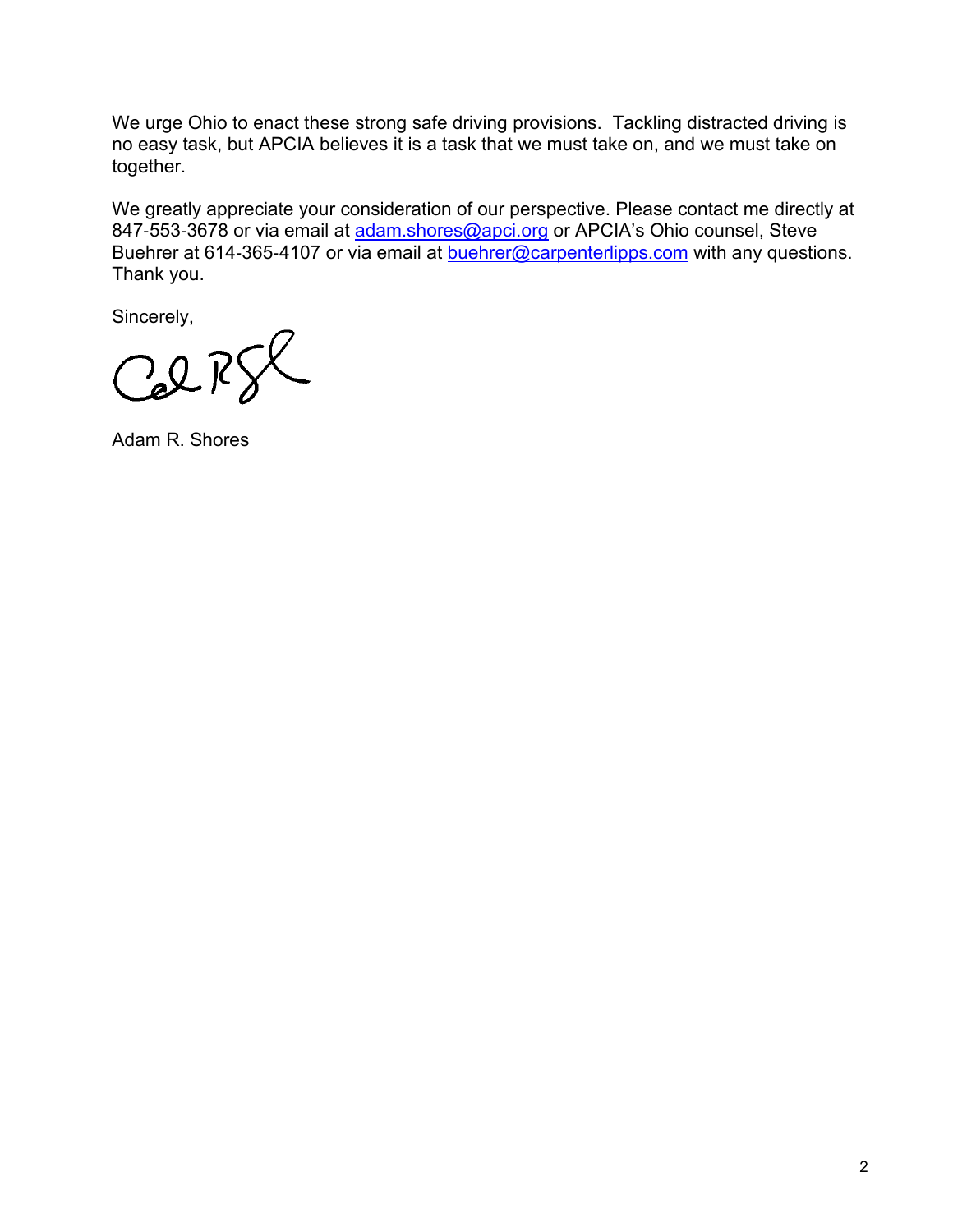We urge Ohio to enact these strong safe driving provisions. Tackling distracted driving is no easy task, but APCIA believes it is a task that we must take on, and we must take on together.

We greatly appreciate your consideration of our perspective. Please contact me directly at 847-553-3678 or via email at adam.shores@apci.org or APCIA's Ohio counsel, Steve Buehrer at 614-365-4107 or via email at buehrer@carpenterlipps.com with any questions. Thank you.

Sincerely,

Adam R. Shores